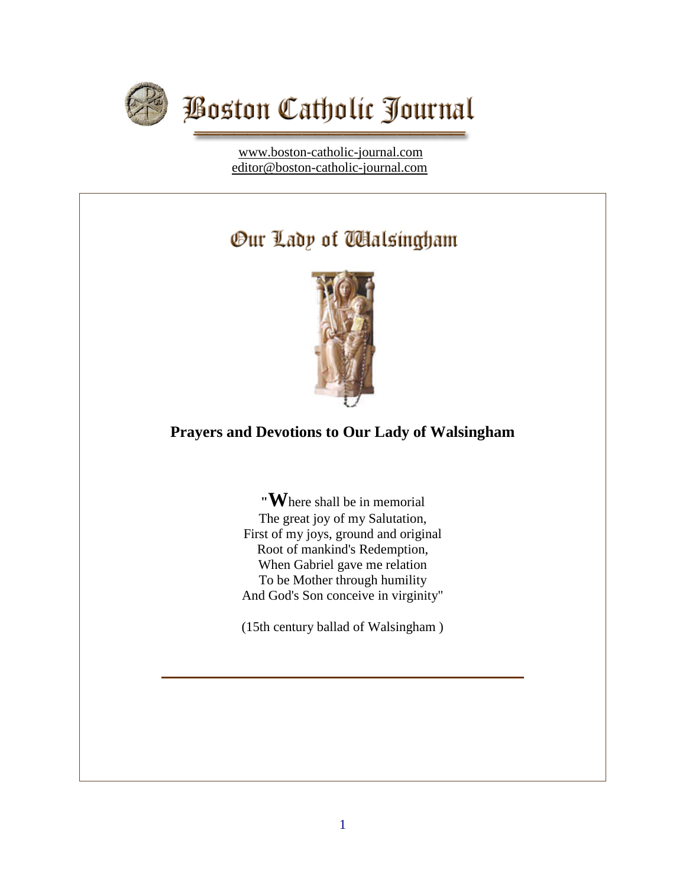# Boston Catholic Journal

www.boston-catholic-journal.com
editor@boston-catholic-journal.com

## Our Lady of Walsingham

### Prayers and Devotions to Our Lady of Walsingham

"**W**here shall be in memorial
The great joy of my Salutation,
First of my joys, ground and original
Root of mankind's Redemption,
When Gabriel gave me relation
To be Mother through humility
And God's Son conceive in virginity"

(15th century ballad of Walsingham )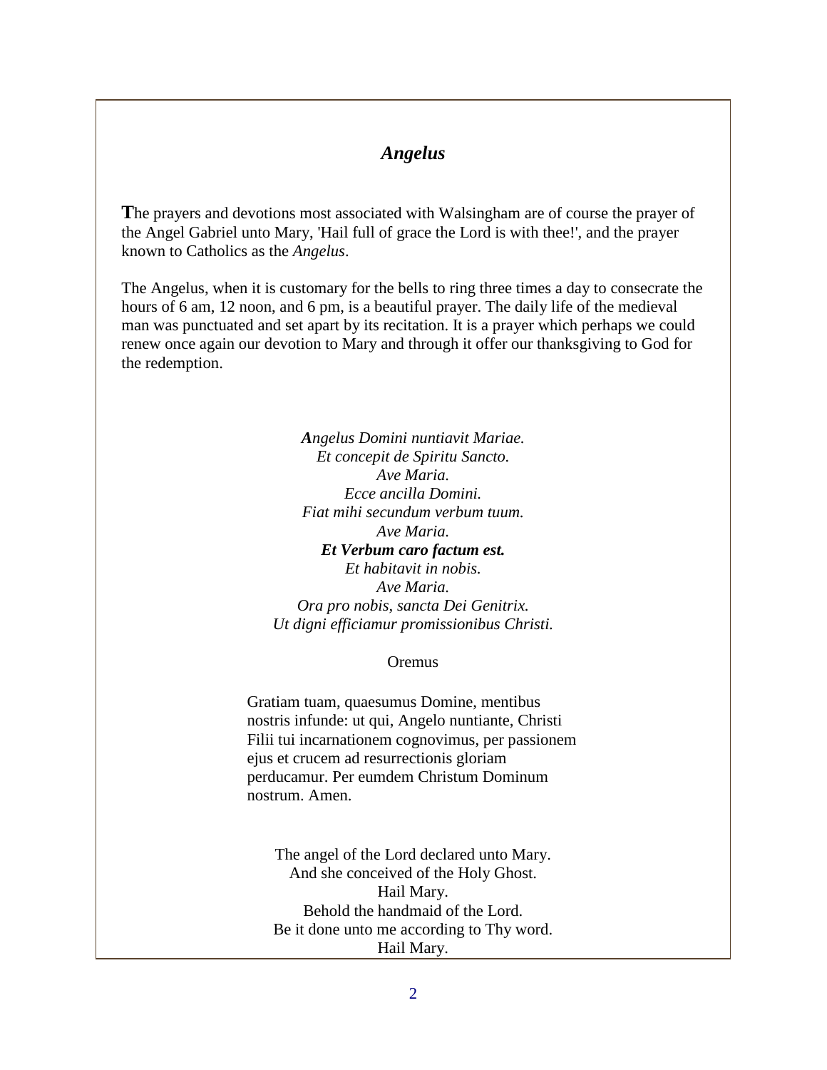## *Angelus*

The prayers and devotions most associated with Walsingham are of course the prayer of the Angel Gabriel unto Mary, 'Hail full of grace the Lord is with thee!', and the prayer known to Catholics as the *Angelus*.

The Angelus, when it is customary for the bells to ring three times a day to consecrate the hours of 6 am, 12 noon, and 6 pm, is a beautiful prayer. The daily life of the medieval man was punctuated and set apart by its recitation. It is a prayer which perhaps we could renew once again our devotion to Mary and through it offer our thanksgiving to God for the redemption.

*Angelus Domini nuntiavit Mariae.*  
*Et concepit de Spiritu Sancto.*  
*Ave Maria.*  
*Ecce ancilla Domini.*  
*Fiat mihi secundum verbum tuum.*  
*Ave Maria.*  
***Et Verbum caro factum est.***  
*Et habitavit in nobis.*  
*Ave Maria.*  
*Ora pro nobis, sancta Dei Genitrix.*  
*Ut digni efficiamur promissionibus Christi.*

Oremus

Gratiam tuam, quaesumus Domine, mentibus nostris infunde: ut qui, Angelo nuntiante, Christi Filii tui incarnationem cognovimus, per passionem ejus et crucem ad resurrectionis gloriam perducamur. Per eumdem Christum Dominum nostrum. Amen.

The angel of the Lord declared unto Mary.  
And she conceived of the Holy Ghost.  
Hail Mary.  
Behold the handmaid of the Lord.  
Be it done unto me according to Thy word.  
Hail Mary.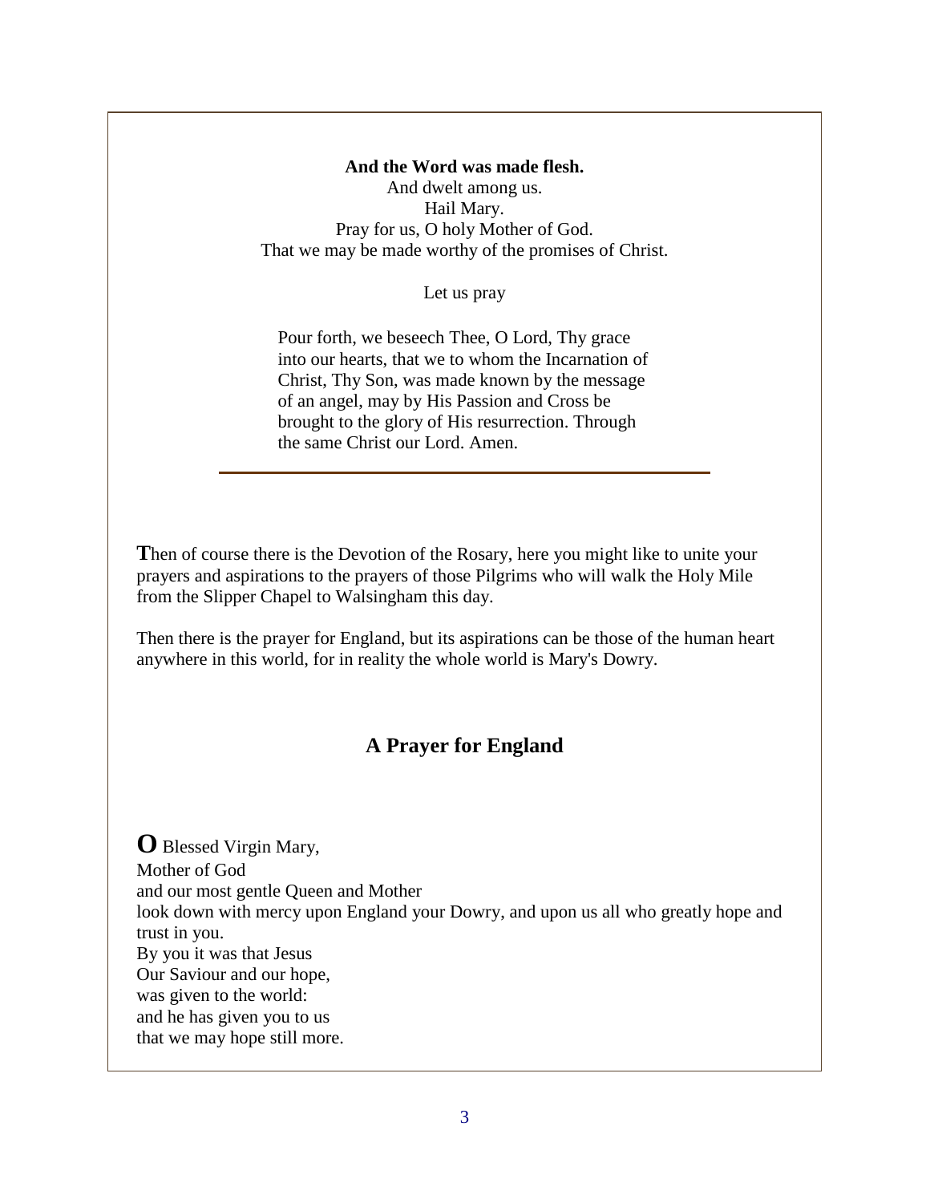**And the Word was made flesh.**
And dwelt among us.
Hail Mary.
Pray for us, O holy Mother of God.
That we may be made worthy of the promises of Christ.

Let us pray

Pour forth, we beseech Thee, O Lord, Thy grace into our hearts, that we to whom the Incarnation of Christ, Thy Son, was made known by the message of an angel, may by His Passion and Cross be brought to the glory of His resurrection. Through the same Christ our Lord. Amen.

---

**T**hen of course there is the Devotion of the Rosary, here you might like to unite your prayers and aspirations to the prayers of those Pilgrims who will walk the Holy Mile from the Slipper Chapel to Walsingham this day.

Then there is the prayer for England, but its aspirations can be those of the human heart anywhere in this world, for in reality the whole world is Mary's Dowry.

## A Prayer for England

**O** Blessed Virgin Mary,
Mother of God
and our most gentle Queen and Mother
look down with mercy upon England your Dowry, and upon us all who greatly hope and trust in you.
By you it was that Jesus
Our Saviour and our hope,
was given to the world:
and he has given you to us
that we may hope still more.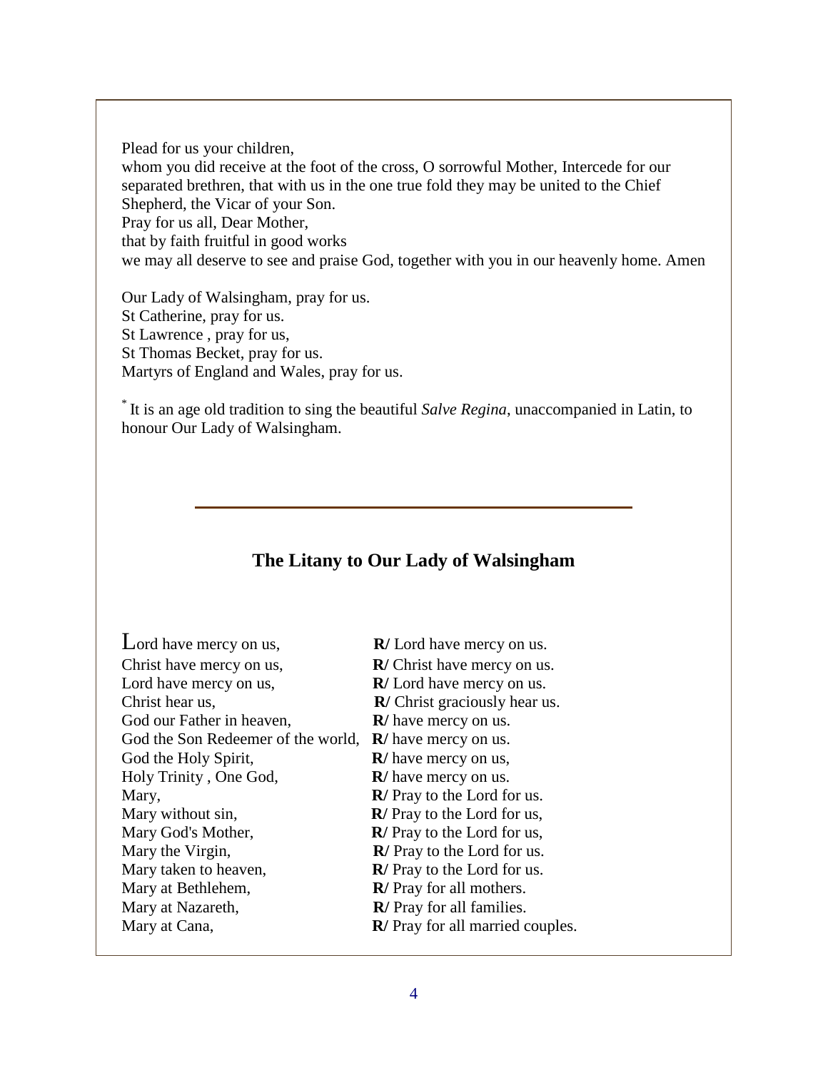Plead for us your children,
whom you did receive at the foot of the cross, O sorrowful Mother, Intercede for our separated brethren, that with us in the one true fold they may be united to the Chief Shepherd, the Vicar of your Son.
Pray for us all, Dear Mother,
that by faith fruitful in good works
we may all deserve to see and praise God, together with you in our heavenly home. Amen

Our Lady of Walsingham, pray for us.
St Catherine, pray for us.
St Lawrence , pray for us,
St Thomas Becket, pray for us.
Martyrs of England and Wales, pray for us.

\* It is an age old tradition to sing the beautiful *Salve Regina*, unaccompanied in Latin, to honour Our Lady of Walsingham.

---

## The Litany to Our Lady of Walsingham

| | |
|---|---|
| Lord have mercy on us, | **R/** Lord have mercy on us. |
| Christ have mercy on us, | **R/** Christ have mercy on us. |
| Lord have mercy on us, | **R/** Lord have mercy on us. |
| Christ hear us, | **R/** Christ graciously hear us. |
| God our Father in heaven, | **R/** have mercy on us. |
| God the Son Redeemer of the world, | **R/** have mercy on us. |
| God the Holy Spirit, | **R/** have mercy on us, |
| Holy Trinity , One God, | **R/** have mercy on us. |
| Mary, | **R/** Pray to the Lord for us. |
| Mary without sin, | **R/** Pray to the Lord for us, |
| Mary God's Mother, | **R/** Pray to the Lord for us, |
| Mary the Virgin, | **R/** Pray to the Lord for us. |
| Mary taken to heaven, | **R/** Pray to the Lord for us. |
| Mary at Bethlehem, | **R/** Pray for all mothers. |
| Mary at Nazareth, | **R/** Pray for all families. |
| Mary at Cana, | **R/** Pray for all married couples. |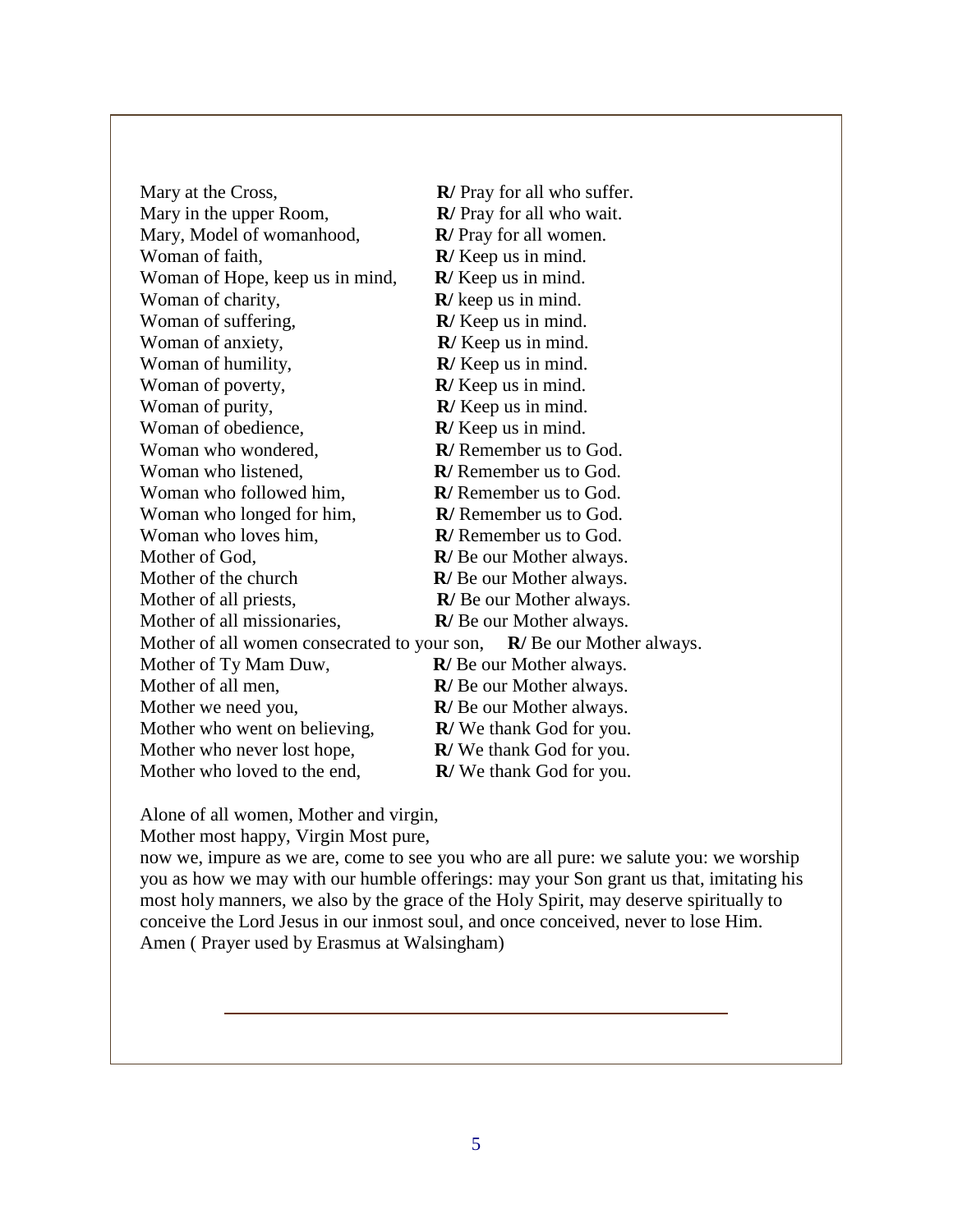Mary at the Cross, **R/** Pray for all who suffer.  
Mary in the upper Room, **R/** Pray for all who wait.  
Mary, Model of womanhood, **R/** Pray for all women.  
Woman of faith, **R/** Keep us in mind.  
Woman of Hope, keep us in mind, **R/** Keep us in mind.  
Woman of charity, **R/** keep us in mind.  
Woman of suffering, **R/** Keep us in mind.  
Woman of anxiety, **R/** Keep us in mind.  
Woman of humility, **R/** Keep us in mind.  
Woman of poverty, **R/** Keep us in mind.  
Woman of purity, **R/** Keep us in mind.  
Woman of obedience, **R/** Keep us in mind.  
Woman who wondered, **R/** Remember us to God.  
Woman who listened, **R/** Remember us to God.  
Woman who followed him, **R/** Remember us to God.  
Woman who longed for him, **R/** Remember us to God.  
Woman who loves him, **R/** Remember us to God.  
Mother of God, **R/** Be our Mother always.  
Mother of the church **R/** Be our Mother always.  
Mother of all priests, **R/** Be our Mother always.  
Mother of all missionaries, **R/** Be our Mother always.  
Mother of all women consecrated to your son, **R/** Be our Mother always.  
Mother of Ty Mam Duw, **R/** Be our Mother always.  
Mother of all men, **R/** Be our Mother always.  
Mother we need you, **R/** Be our Mother always.  
Mother who went on believing, **R/** We thank God for you.  
Mother who never lost hope, **R/** We thank God for you.  
Mother who loved to the end, **R/** We thank God for you.

Alone of all women, Mother and virgin,  
Mother most happy, Virgin Most pure,  
now we, impure as we are, come to see you who are all pure: we salute you: we worship you as how we may with our humble offerings: may your Son grant us that, imitating his most holy manners, we also by the grace of the Holy Spirit, may deserve spiritually to conceive the Lord Jesus in our inmost soul, and once conceived, never to lose Him. Amen ( Prayer used by Erasmus at Walsingham)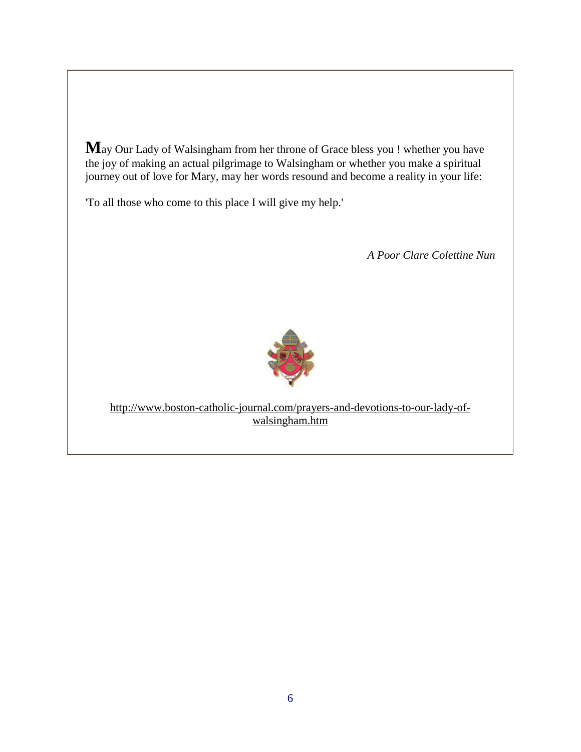**M**ay Our Lady of Walsingham from her throne of Grace bless you ! whether you have the joy of making an actual pilgrimage to Walsingham or whether you make a spiritual journey out of love for Mary, may her words resound and become a reality in your life:

'To all those who come to this place I will give my help.'

*A Poor Clare Colettine Nun*

http://www.boston-catholic-journal.com/prayers-and-devotions-to-our-lady-of-walsingham.htm